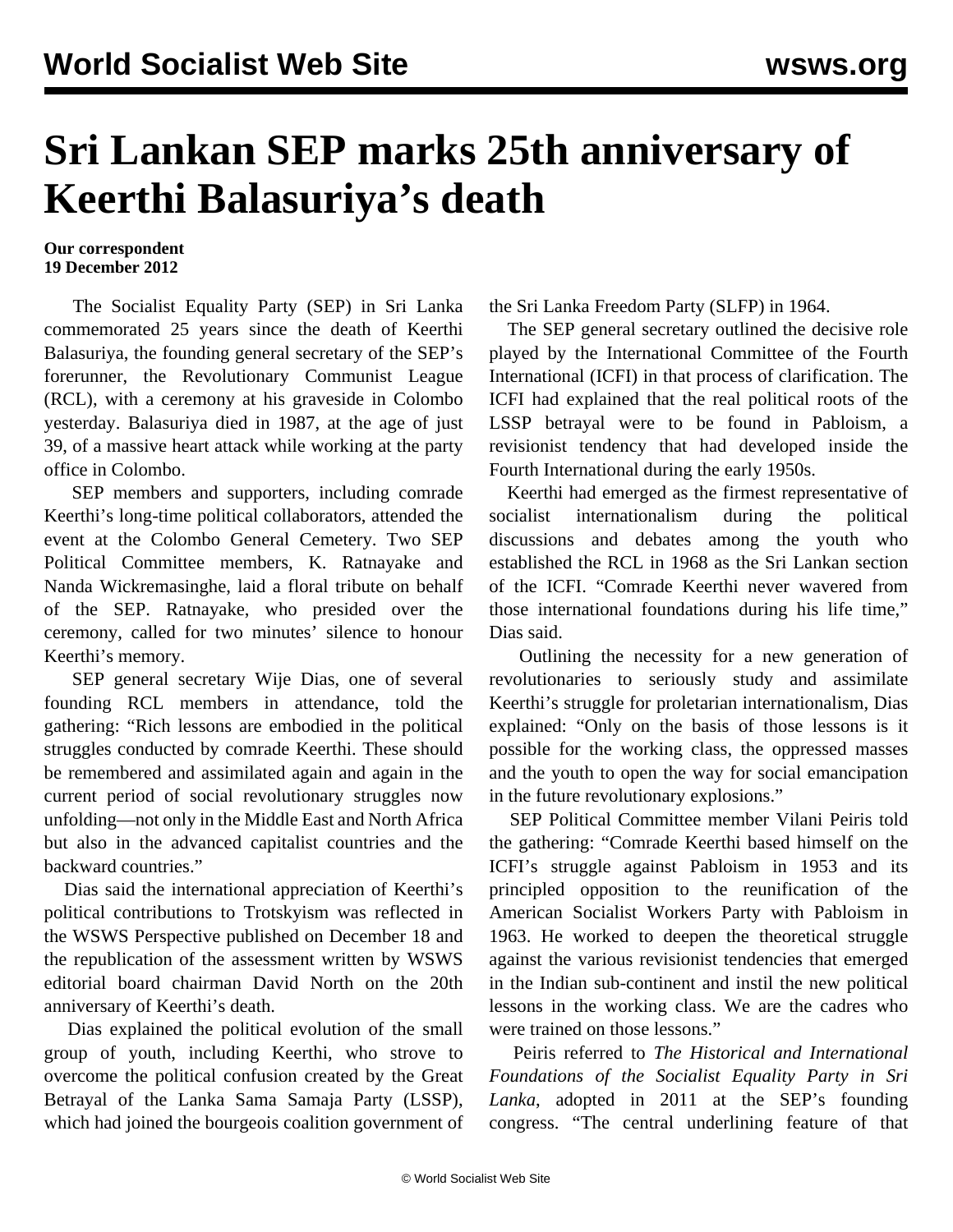# Sri Lankan SEP marks 25th anniversary of Keerthi Balasuriya's death

**Our correspondent**
**19 December 2012**

The Socialist Equality Party (SEP) in Sri Lanka commemorated 25 years since the death of Keerthi Balasuriya, the founding general secretary of the SEP's forerunner, the Revolutionary Communist League (RCL), with a ceremony at his graveside in Colombo yesterday. Balasuriya died in 1987, at the age of just 39, of a massive heart attack while working at the party office in Colombo.

SEP members and supporters, including comrade Keerthi's long-time political collaborators, attended the event at the Colombo General Cemetery. Two SEP Political Committee members, K. Ratnayake and Nanda Wickremasinghe, laid a floral tribute on behalf of the SEP. Ratnayake, who presided over the ceremony, called for two minutes' silence to honour Keerthi's memory.

SEP general secretary Wije Dias, one of several founding RCL members in attendance, told the gathering: "Rich lessons are embodied in the political struggles conducted by comrade Keerthi. These should be remembered and assimilated again and again in the current period of social revolutionary struggles now unfolding—not only in the Middle East and North Africa but also in the advanced capitalist countries and the backward countries."

Dias said the international appreciation of Keerthi's political contributions to Trotskyism was reflected in the WSWS Perspective published on December 18 and the republication of the assessment written by WSWS editorial board chairman David North on the 20th anniversary of Keerthi's death.

Dias explained the political evolution of the small group of youth, including Keerthi, who strove to overcome the political confusion created by the Great Betrayal of the Lanka Sama Samaja Party (LSSP), which had joined the bourgeois coalition government of the Sri Lanka Freedom Party (SLFP) in 1964.

The SEP general secretary outlined the decisive role played by the International Committee of the Fourth International (ICFI) in that process of clarification. The ICFI had explained that the real political roots of the LSSP betrayal were to be found in Pabloism, a revisionist tendency that had developed inside the Fourth International during the early 1950s.

Keerthi had emerged as the firmest representative of socialist internationalism during the political discussions and debates among the youth who established the RCL in 1968 as the Sri Lankan section of the ICFI. "Comrade Keerthi never wavered from those international foundations during his life time," Dias said.

Outlining the necessity for a new generation of revolutionaries to seriously study and assimilate Keerthi's struggle for proletarian internationalism, Dias explained: "Only on the basis of those lessons is it possible for the working class, the oppressed masses and the youth to open the way for social emancipation in the future revolutionary explosions."

SEP Political Committee member Vilani Peiris told the gathering: "Comrade Keerthi based himself on the ICFI's struggle against Pabloism in 1953 and its principled opposition to the reunification of the American Socialist Workers Party with Pabloism in 1963. He worked to deepen the theoretical struggle against the various revisionist tendencies that emerged in the Indian sub-continent and instil the new political lessons in the working class. We are the cadres who were trained on those lessons."

Peiris referred to *The Historical and International Foundations of the Socialist Equality Party in Sri Lanka*, adopted in 2011 at the SEP's founding congress. "The central underlining feature of that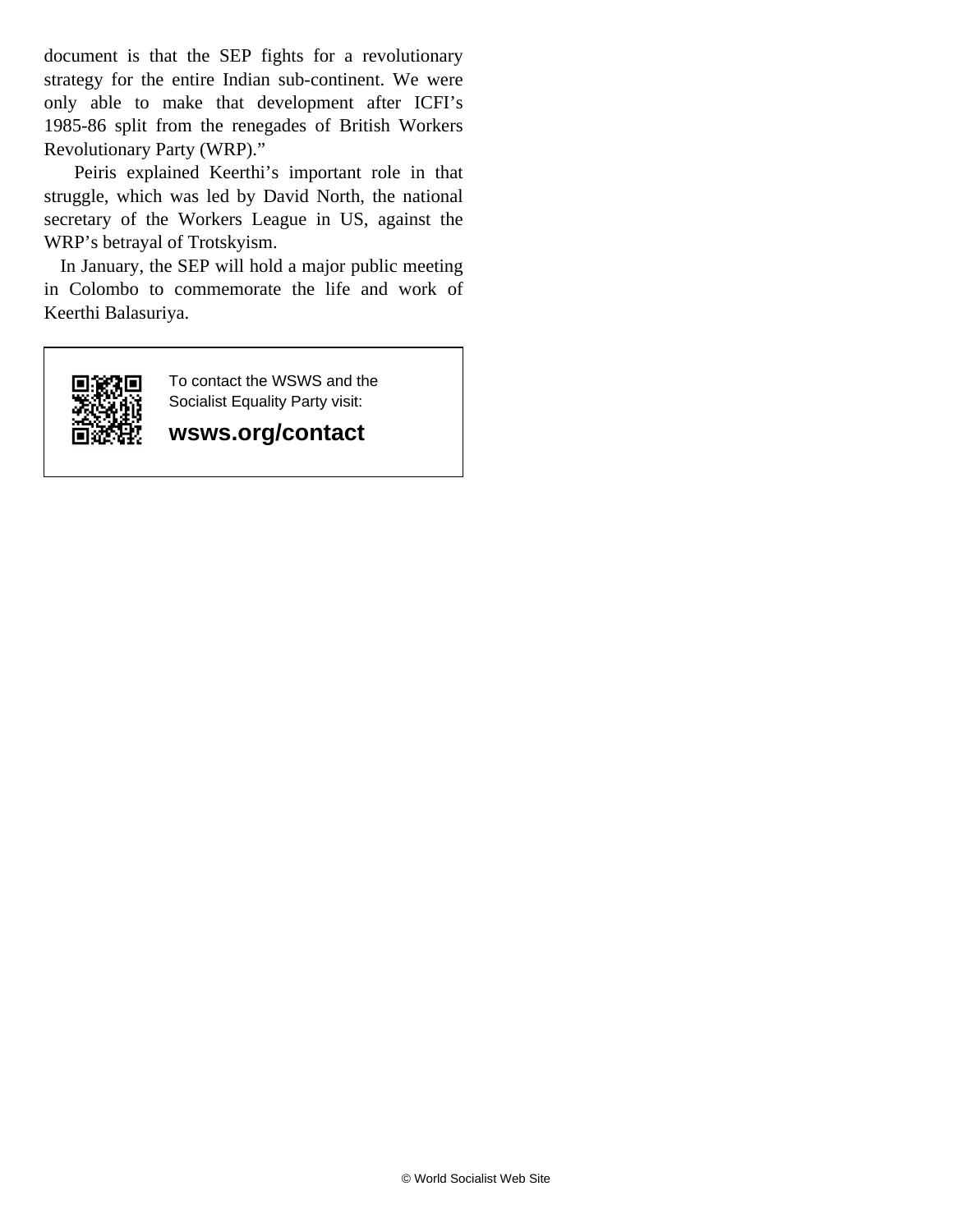document is that the SEP fights for a revolutionary strategy for the entire Indian sub-continent. We were only able to make that development after ICFI's 1985-86 split from the renegades of British Workers Revolutionary Party (WRP)."

Peiris explained Keerthi's important role in that struggle, which was led by David North, the national secretary of the Workers League in US, against the WRP's betrayal of Trotskyism.

In January, the SEP will hold a major public meeting in Colombo to commemorate the life and work of Keerthi Balasuriya.

To contact the WSWS and the Socialist Equality Party visit:

**wsws.org/contact**